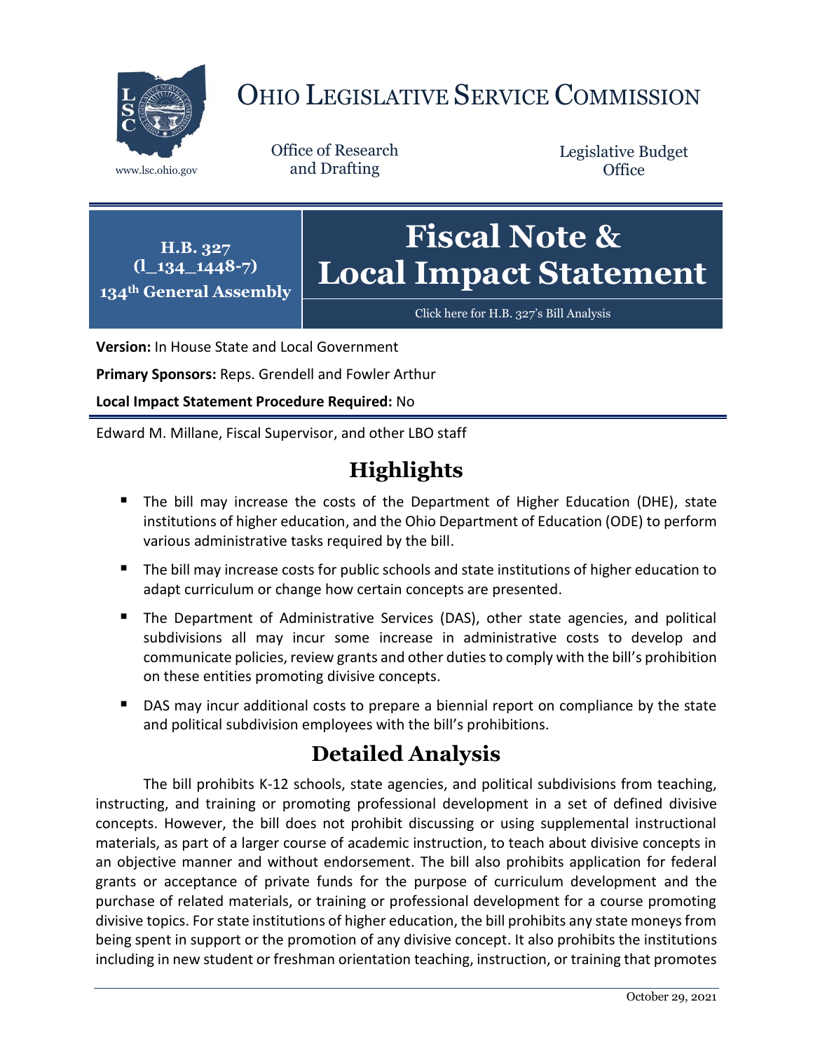# OHIO LEGISLATIVE SERVICE COMMISSION

www.lsc.ohio.gov

Office of Research and Drafting

Legislative Budget Office

**H.B. 327 (l_134_1448-7)**
**134th General Assembly**

# Fiscal Note & Local Impact Statement

Click here for H.B. 327's Bill Analysis

**Version:** In House State and Local Government

**Primary Sponsors:** Reps. Grendell and Fowler Arthur

**Local Impact Statement Procedure Required:** No

Edward M. Millane, Fiscal Supervisor, and other LBO staff

## Highlights

- The bill may increase the costs of the Department of Higher Education (DHE), state institutions of higher education, and the Ohio Department of Education (ODE) to perform various administrative tasks required by the bill.
- The bill may increase costs for public schools and state institutions of higher education to adapt curriculum or change how certain concepts are presented.
- The Department of Administrative Services (DAS), other state agencies, and political subdivisions all may incur some increase in administrative costs to develop and communicate policies, review grants and other duties to comply with the bill's prohibition on these entities promoting divisive concepts.
- DAS may incur additional costs to prepare a biennial report on compliance by the state and political subdivision employees with the bill's prohibitions.

## Detailed Analysis

The bill prohibits K-12 schools, state agencies, and political subdivisions from teaching, instructing, and training or promoting professional development in a set of defined divisive concepts. However, the bill does not prohibit discussing or using supplemental instructional materials, as part of a larger course of academic instruction, to teach about divisive concepts in an objective manner and without endorsement. The bill also prohibits application for federal grants or acceptance of private funds for the purpose of curriculum development and the purchase of related materials, or training or professional development for a course promoting divisive topics. For state institutions of higher education, the bill prohibits any state moneys from being spent in support or the promotion of any divisive concept. It also prohibits the institutions including in new student or freshman orientation teaching, instruction, or training that promotes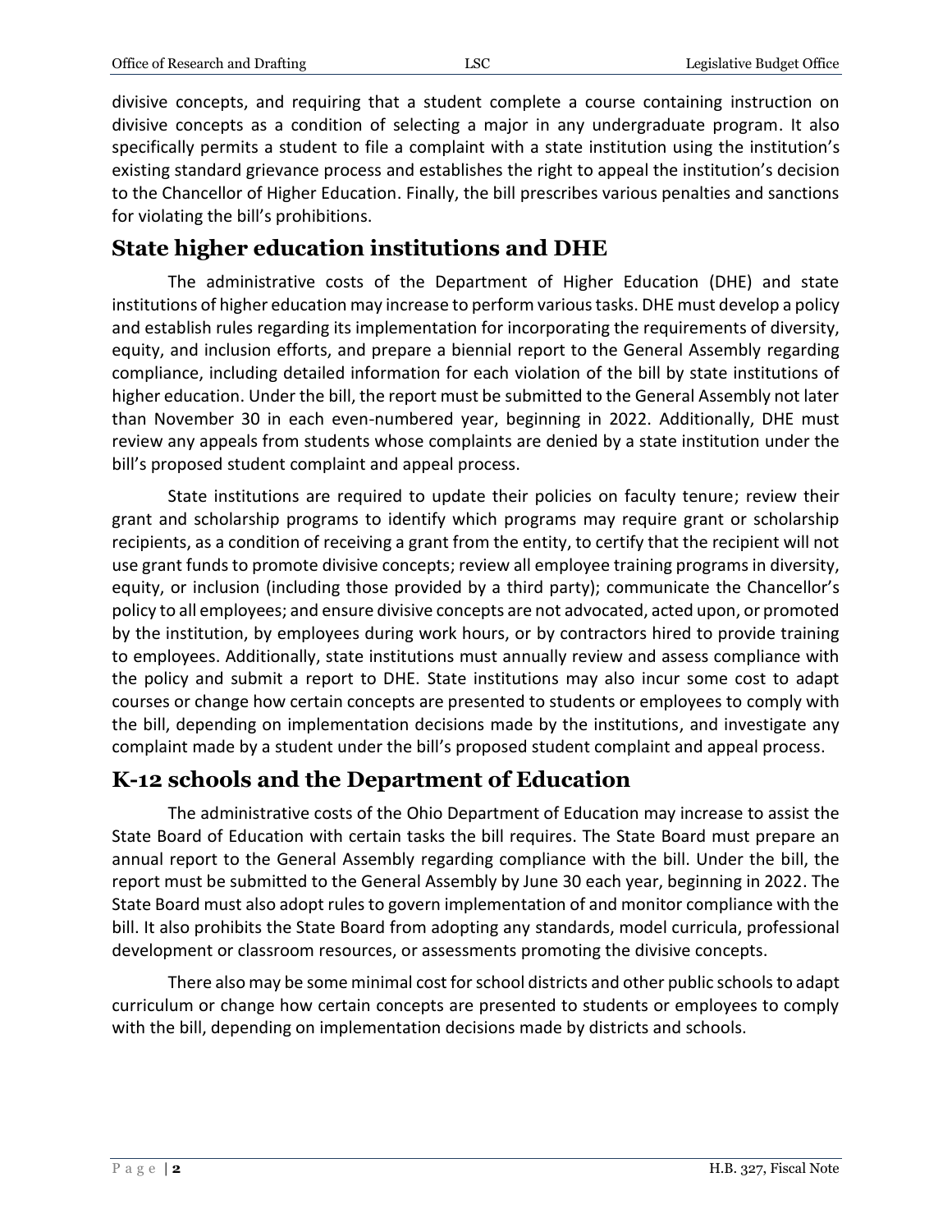divisive concepts, and requiring that a student complete a course containing instruction on divisive concepts as a condition of selecting a major in any undergraduate program. It also specifically permits a student to file a complaint with a state institution using the institution's existing standard grievance process and establishes the right to appeal the institution's decision to the Chancellor of Higher Education. Finally, the bill prescribes various penalties and sanctions for violating the bill's prohibitions.

## State higher education institutions and DHE

The administrative costs of the Department of Higher Education (DHE) and state institutions of higher education may increase to perform various tasks. DHE must develop a policy and establish rules regarding its implementation for incorporating the requirements of diversity, equity, and inclusion efforts, and prepare a biennial report to the General Assembly regarding compliance, including detailed information for each violation of the bill by state institutions of higher education. Under the bill, the report must be submitted to the General Assembly not later than November 30 in each even-numbered year, beginning in 2022. Additionally, DHE must review any appeals from students whose complaints are denied by a state institution under the bill's proposed student complaint and appeal process.

State institutions are required to update their policies on faculty tenure; review their grant and scholarship programs to identify which programs may require grant or scholarship recipients, as a condition of receiving a grant from the entity, to certify that the recipient will not use grant funds to promote divisive concepts; review all employee training programs in diversity, equity, or inclusion (including those provided by a third party); communicate the Chancellor's policy to all employees; and ensure divisive concepts are not advocated, acted upon, or promoted by the institution, by employees during work hours, or by contractors hired to provide training to employees. Additionally, state institutions must annually review and assess compliance with the policy and submit a report to DHE. State institutions may also incur some cost to adapt courses or change how certain concepts are presented to students or employees to comply with the bill, depending on implementation decisions made by the institutions, and investigate any complaint made by a student under the bill's proposed student complaint and appeal process.

## K-12 schools and the Department of Education

The administrative costs of the Ohio Department of Education may increase to assist the State Board of Education with certain tasks the bill requires. The State Board must prepare an annual report to the General Assembly regarding compliance with the bill. Under the bill, the report must be submitted to the General Assembly by June 30 each year, beginning in 2022. The State Board must also adopt rules to govern implementation of and monitor compliance with the bill. It also prohibits the State Board from adopting any standards, model curricula, professional development or classroom resources, or assessments promoting the divisive concepts.

There also may be some minimal cost for school districts and other public schools to adapt curriculum or change how certain concepts are presented to students or employees to comply with the bill, depending on implementation decisions made by districts and schools.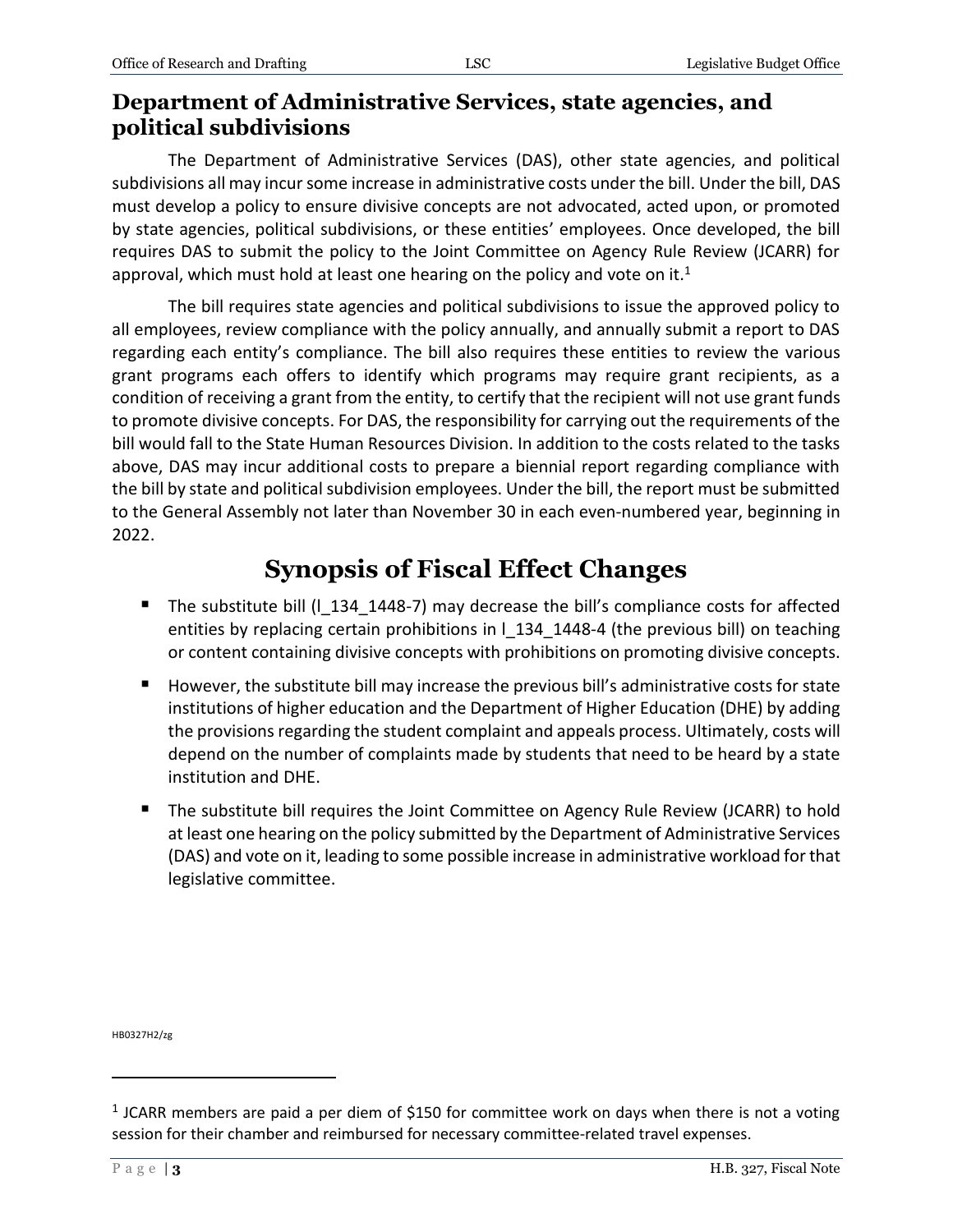## Department of Administrative Services, state agencies, and political subdivisions

The Department of Administrative Services (DAS), other state agencies, and political subdivisions all may incur some increase in administrative costs under the bill. Under the bill, DAS must develop a policy to ensure divisive concepts are not advocated, acted upon, or promoted by state agencies, political subdivisions, or these entities' employees. Once developed, the bill requires DAS to submit the policy to the Joint Committee on Agency Rule Review (JCARR) for approval, which must hold at least one hearing on the policy and vote on it.[1]

The bill requires state agencies and political subdivisions to issue the approved policy to all employees, review compliance with the policy annually, and annually submit a report to DAS regarding each entity's compliance. The bill also requires these entities to review the various grant programs each offers to identify which programs may require grant recipients, as a condition of receiving a grant from the entity, to certify that the recipient will not use grant funds to promote divisive concepts. For DAS, the responsibility for carrying out the requirements of the bill would fall to the State Human Resources Division. In addition to the costs related to the tasks above, DAS may incur additional costs to prepare a biennial report regarding compliance with the bill by state and political subdivision employees. Under the bill, the report must be submitted to the General Assembly not later than November 30 in each even-numbered year, beginning in 2022.

# Synopsis of Fiscal Effect Changes

- The substitute bill (l_134_1448-7) may decrease the bill's compliance costs for affected entities by replacing certain prohibitions in l_134_1448-4 (the previous bill) on teaching or content containing divisive concepts with prohibitions on promoting divisive concepts.
- However, the substitute bill may increase the previous bill's administrative costs for state institutions of higher education and the Department of Higher Education (DHE) by adding the provisions regarding the student complaint and appeals process. Ultimately, costs will depend on the number of complaints made by students that need to be heard by a state institution and DHE.
- The substitute bill requires the Joint Committee on Agency Rule Review (JCARR) to hold at least one hearing on the policy submitted by the Department of Administrative Services (DAS) and vote on it, leading to some possible increase in administrative workload for that legislative committee.

HB0327H2/zg

[1] JCARR members are paid a per diem of $150 for committee work on days when there is not a voting session for their chamber and reimbursed for necessary committee-related travel expenses.